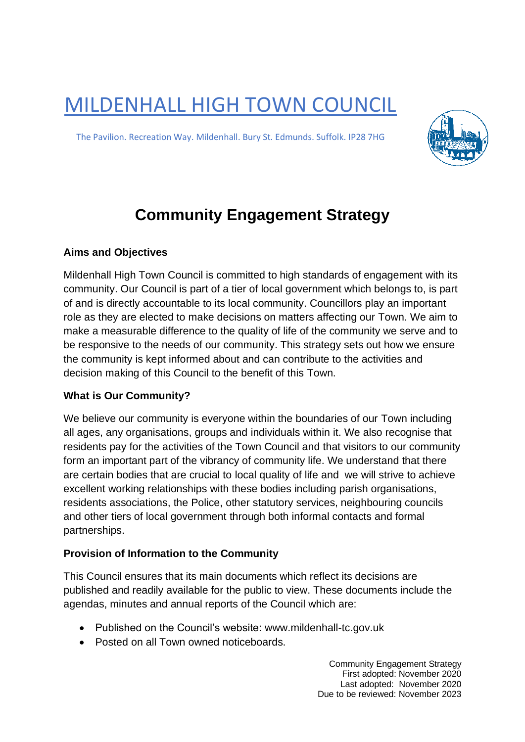# MILDENHALL HIGH TOWN COUNCIL

The Pavilion. Recreation Way. Mildenhall. Bury St. Edmunds. Suffolk. IP28 7HG

## Community Engagement Strategy

### Aims and Objectives

Mildenhall High Town Council is committed to high standards of engagement with its community. Our Council is part of a tier of local government which belongs to, is part of and is directly accountable to its local community. Councillors play an important role as they are elected to make decisions on matters affecting our Town. We aim to make a measurable difference to the quality of life of the community we serve and to be responsive to the needs of our community. This strategy sets out how we ensure the community is kept informed about and can contribute to the activities and decision making of this Council to the benefit of this Town.

### What is Our Community?

We believe our community is everyone within the boundaries of our Town including all ages, any organisations, groups and individuals within it. We also recognise that residents pay for the activities of the Town Council and that visitors to our community form an important part of the vibrancy of community life. We understand that there are certain bodies that are crucial to local quality of life and we will strive to achieve excellent working relationships with these bodies including parish organisations, residents associations, the Police, other statutory services, neighbouring councils and other tiers of local government through both informal contacts and formal partnerships.

### Provision of Information to the Community

This Council ensures that its main documents which reflect its decisions are published and readily available for the public to view. These documents include the agendas, minutes and annual reports of the Council which are:

- Published on the Council's website: www.mildenhall-tc.gov.uk
- Posted on all Town owned noticeboards.

Community Engagement Strategy
First adopted: November 2020
Last adopted: November 2020
Due to be reviewed: November 2023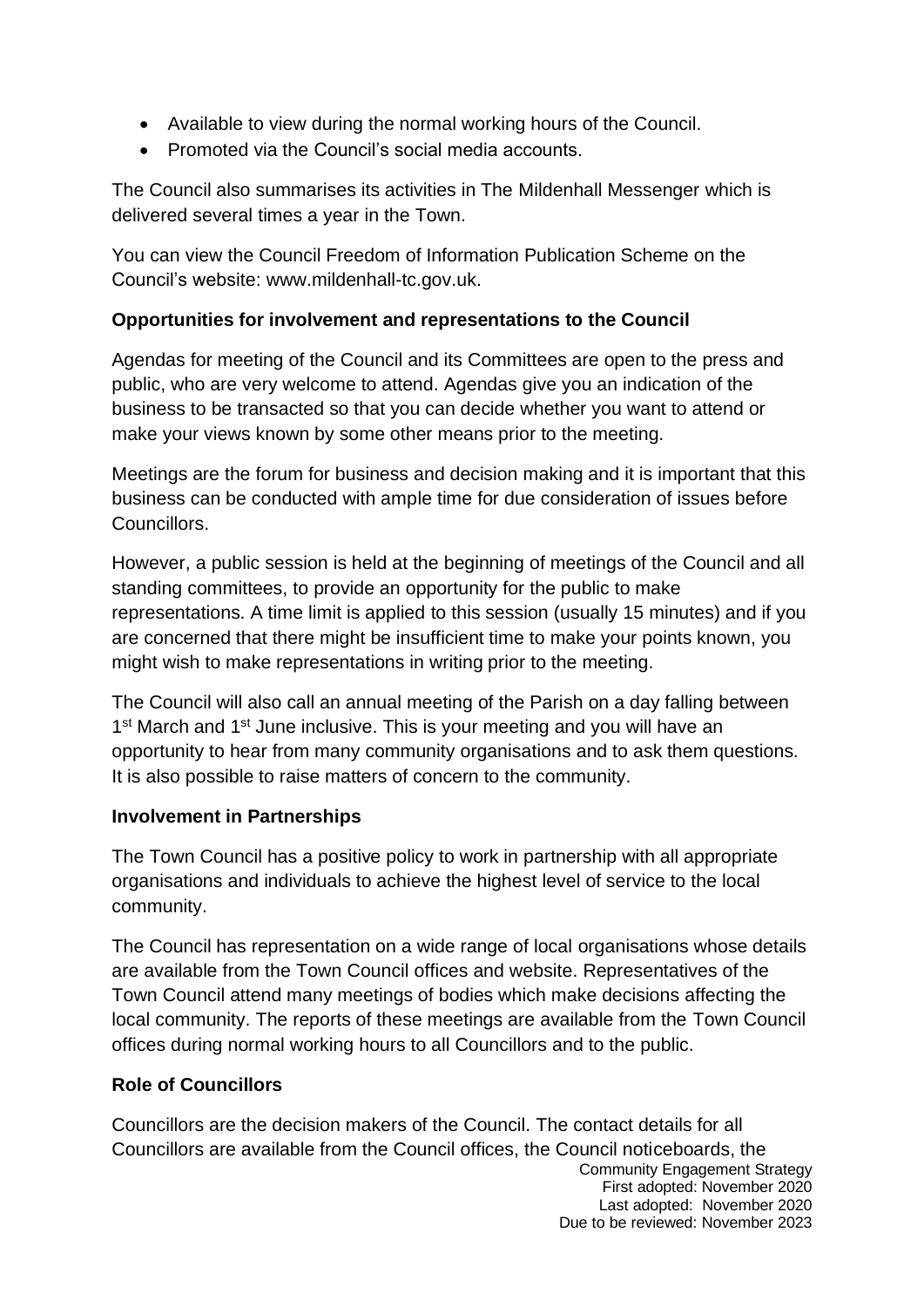- Available to view during the normal working hours of the Council.
- Promoted via the Council's social media accounts.

The Council also summarises its activities in The Mildenhall Messenger which is delivered several times a year in the Town.

You can view the Council Freedom of Information Publication Scheme on the Council's website: www.mildenhall-tc.gov.uk.

**Opportunities for involvement and representations to the Council**

Agendas for meeting of the Council and its Committees are open to the press and public, who are very welcome to attend. Agendas give you an indication of the business to be transacted so that you can decide whether you want to attend or make your views known by some other means prior to the meeting.

Meetings are the forum for business and decision making and it is important that this business can be conducted with ample time for due consideration of issues before Councillors.

However, a public session is held at the beginning of meetings of the Council and all standing committees, to provide an opportunity for the public to make representations. A time limit is applied to this session (usually 15 minutes) and if you are concerned that there might be insufficient time to make your points known, you might wish to make representations in writing prior to the meeting.

The Council will also call an annual meeting of the Parish on a day falling between 1st March and 1st June inclusive. This is your meeting and you will have an opportunity to hear from many community organisations and to ask them questions. It is also possible to raise matters of concern to the community.

**Involvement in Partnerships**

The Town Council has a positive policy to work in partnership with all appropriate organisations and individuals to achieve the highest level of service to the local community.

The Council has representation on a wide range of local organisations whose details are available from the Town Council offices and website. Representatives of the Town Council attend many meetings of bodies which make decisions affecting the local community. The reports of these meetings are available from the Town Council offices during normal working hours to all Councillors and to the public.

**Role of Councillors**

Councillors are the decision makers of the Council. The contact details for all Councillors are available from the Council offices, the Council noticeboards, the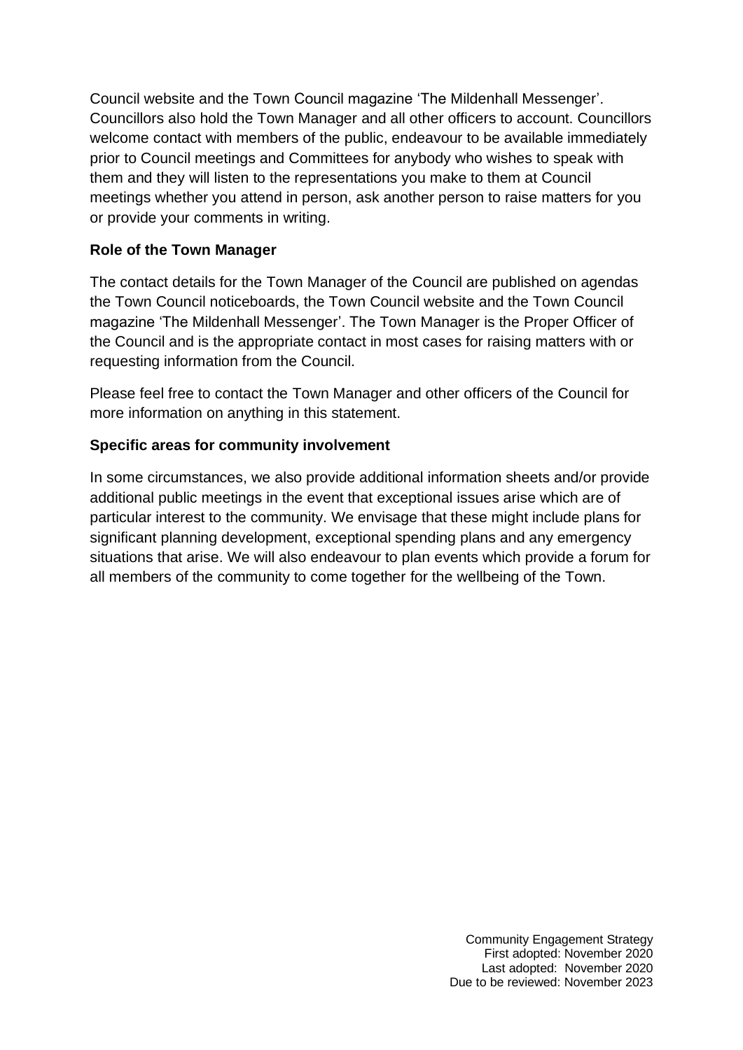Council website and the Town Council magazine 'The Mildenhall Messenger'. Councillors also hold the Town Manager and all other officers to account. Councillors welcome contact with members of the public, endeavour to be available immediately prior to Council meetings and Committees for anybody who wishes to speak with them and they will listen to the representations you make to them at Council meetings whether you attend in person, ask another person to raise matters for you or provide your comments in writing.

**Role of the Town Manager**

The contact details for the Town Manager of the Council are published on agendas the Town Council noticeboards, the Town Council website and the Town Council magazine 'The Mildenhall Messenger'. The Town Manager is the Proper Officer of the Council and is the appropriate contact in most cases for raising matters with or requesting information from the Council.

Please feel free to contact the Town Manager and other officers of the Council for more information on anything in this statement.

**Specific areas for community involvement**

In some circumstances, we also provide additional information sheets and/or provide additional public meetings in the event that exceptional issues arise which are of particular interest to the community. We envisage that these might include plans for significant planning development, exceptional spending plans and any emergency situations that arise. We will also endeavour to plan events which provide a forum for all members of the community to come together for the wellbeing of the Town.

Community Engagement Strategy
First adopted: November 2020
Last adopted: November 2020
Due to be reviewed: November 2023